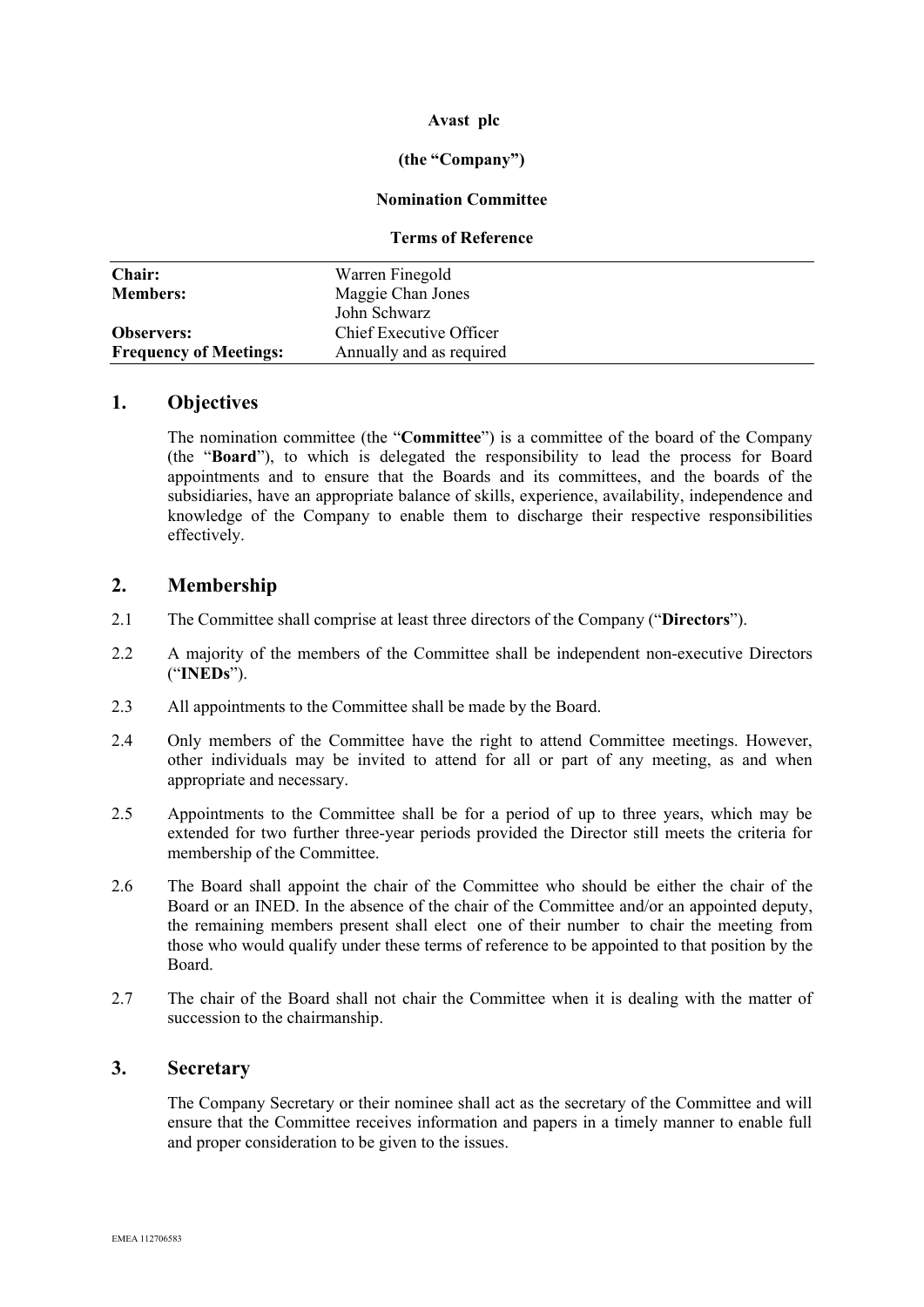**Avast plc**

**(the "Company")**

**Nomination Committee**

**Terms of Reference**

| | |
|---|---|
| **Chair:** | Warren Finegold |
| **Members:** | Maggie Chan Jones<br>John Schwarz |
| **Observers:** | Chief Executive Officer |
| **Frequency of Meetings:** | Annually and as required |

## 1. Objectives

The nomination committee (the "**Committee**") is a committee of the board of the Company (the "**Board**"), to which is delegated the responsibility to lead the process for Board appointments and to ensure that the Boards and its committees, and the boards of the subsidiaries, have an appropriate balance of skills, experience, availability, independence and knowledge of the Company to enable them to discharge their respective responsibilities effectively.

## 2. Membership

2.1 The Committee shall comprise at least three directors of the Company ("**Directors**").

2.2 A majority of the members of the Committee shall be independent non-executive Directors ("**INEDs**").

2.3 All appointments to the Committee shall be made by the Board.

2.4 Only members of the Committee have the right to attend Committee meetings. However, other individuals may be invited to attend for all or part of any meeting, as and when appropriate and necessary.

2.5 Appointments to the Committee shall be for a period of up to three years, which may be extended for two further three-year periods provided the Director still meets the criteria for membership of the Committee.

2.6 The Board shall appoint the chair of the Committee who should be either the chair of the Board or an INED. In the absence of the chair of the Committee and/or an appointed deputy, the remaining members present shall elect one of their number to chair the meeting from those who would qualify under these terms of reference to be appointed to that position by the Board.

2.7 The chair of the Board shall not chair the Committee when it is dealing with the matter of succession to the chairmanship.

## 3. Secretary

The Company Secretary or their nominee shall act as the secretary of the Committee and will ensure that the Committee receives information and papers in a timely manner to enable full and proper consideration to be given to the issues.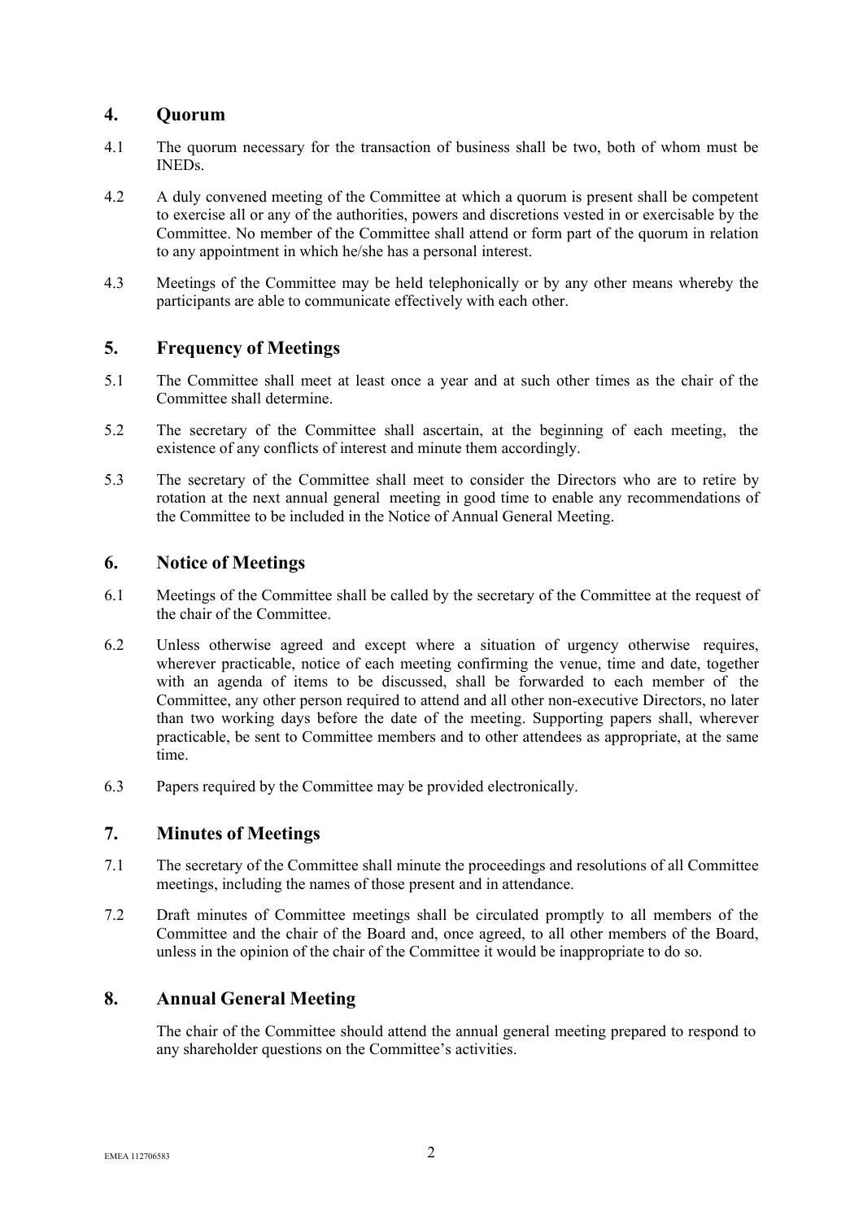## 4. Quorum

4.1 The quorum necessary for the transaction of business shall be two, both of whom must be INEDs.

4.2 A duly convened meeting of the Committee at which a quorum is present shall be competent to exercise all or any of the authorities, powers and discretions vested in or exercisable by the Committee. No member of the Committee shall attend or form part of the quorum in relation to any appointment in which he/she has a personal interest.

4.3 Meetings of the Committee may be held telephonically or by any other means whereby the participants are able to communicate effectively with each other.

## 5. Frequency of Meetings

5.1 The Committee shall meet at least once a year and at such other times as the chair of the Committee shall determine.

5.2 The secretary of the Committee shall ascertain, at the beginning of each meeting, the existence of any conflicts of interest and minute them accordingly.

5.3 The secretary of the Committee shall meet to consider the Directors who are to retire by rotation at the next annual general meeting in good time to enable any recommendations of the Committee to be included in the Notice of Annual General Meeting.

## 6. Notice of Meetings

6.1 Meetings of the Committee shall be called by the secretary of the Committee at the request of the chair of the Committee.

6.2 Unless otherwise agreed and except where a situation of urgency otherwise requires, wherever practicable, notice of each meeting confirming the venue, time and date, together with an agenda of items to be discussed, shall be forwarded to each member of the Committee, any other person required to attend and all other non-executive Directors, no later than two working days before the date of the meeting. Supporting papers shall, wherever practicable, be sent to Committee members and to other attendees as appropriate, at the same time.

6.3 Papers required by the Committee may be provided electronically.

## 7. Minutes of Meetings

7.1 The secretary of the Committee shall minute the proceedings and resolutions of all Committee meetings, including the names of those present and in attendance.

7.2 Draft minutes of Committee meetings shall be circulated promptly to all members of the Committee and the chair of the Board and, once agreed, to all other members of the Board, unless in the opinion of the chair of the Committee it would be inappropriate to do so.

## 8. Annual General Meeting

The chair of the Committee should attend the annual general meeting prepared to respond to any shareholder questions on the Committee's activities.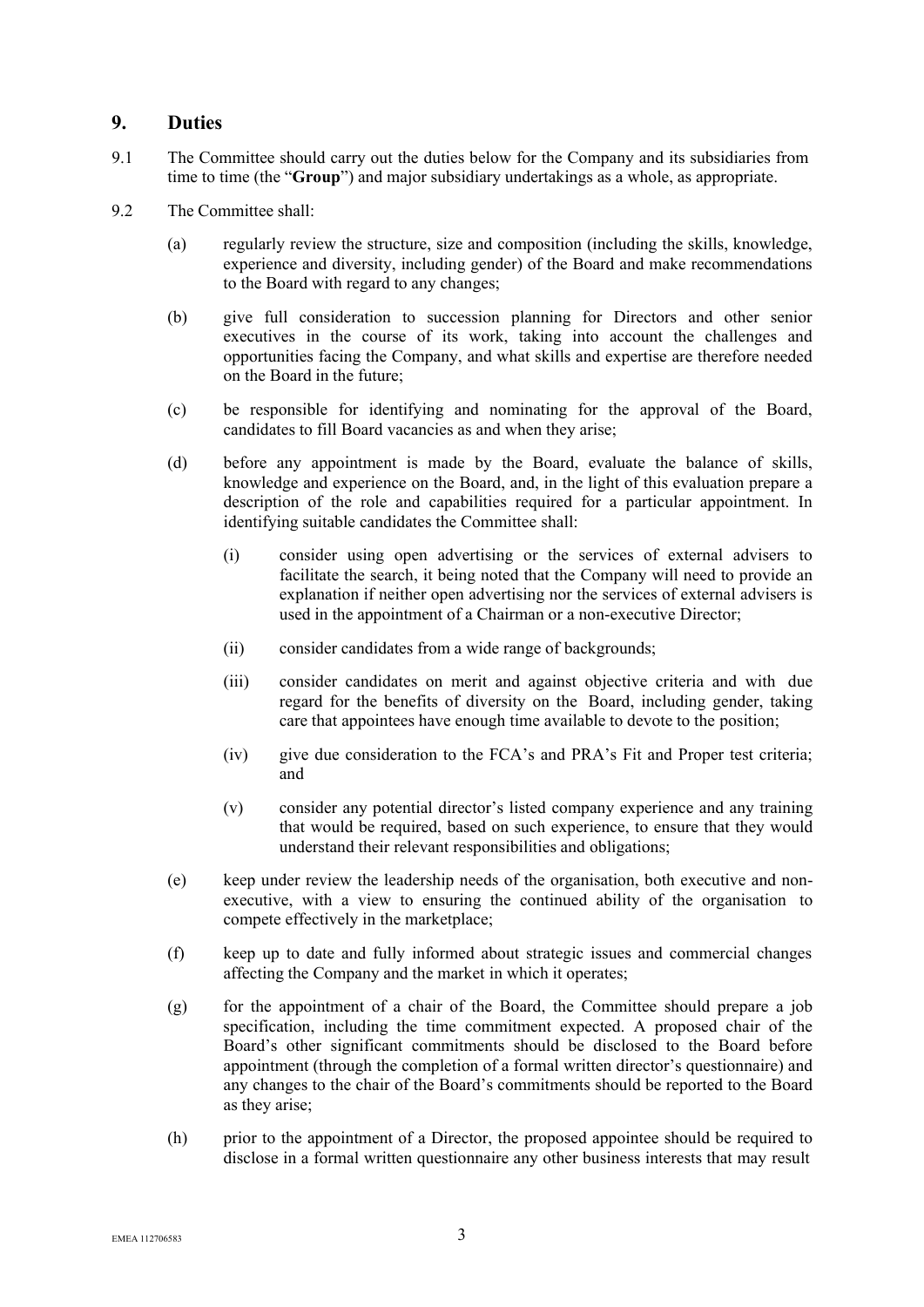## 9. Duties

9.1 The Committee should carry out the duties below for the Company and its subsidiaries from time to time (the "**Group**") and major subsidiary undertakings as a whole, as appropriate.

9.2 The Committee shall:

(a) regularly review the structure, size and composition (including the skills, knowledge, experience and diversity, including gender) of the Board and make recommendations to the Board with regard to any changes;

(b) give full consideration to succession planning for Directors and other senior executives in the course of its work, taking into account the challenges and opportunities facing the Company, and what skills and expertise are therefore needed on the Board in the future;

(c) be responsible for identifying and nominating for the approval of the Board, candidates to fill Board vacancies as and when they arise;

(d) before any appointment is made by the Board, evaluate the balance of skills, knowledge and experience on the Board, and, in the light of this evaluation prepare a description of the role and capabilities required for a particular appointment. In identifying suitable candidates the Committee shall:

(i) consider using open advertising or the services of external advisers to facilitate the search, it being noted that the Company will need to provide an explanation if neither open advertising nor the services of external advisers is used in the appointment of a Chairman or a non-executive Director;

(ii) consider candidates from a wide range of backgrounds;

(iii) consider candidates on merit and against objective criteria and with due regard for the benefits of diversity on the Board, including gender, taking care that appointees have enough time available to devote to the position;

(iv) give due consideration to the FCA's and PRA's Fit and Proper test criteria; and

(v) consider any potential director's listed company experience and any training that would be required, based on such experience, to ensure that they would understand their relevant responsibilities and obligations;

(e) keep under review the leadership needs of the organisation, both executive and non-executive, with a view to ensuring the continued ability of the organisation to compete effectively in the marketplace;

(f) keep up to date and fully informed about strategic issues and commercial changes affecting the Company and the market in which it operates;

(g) for the appointment of a chair of the Board, the Committee should prepare a job specification, including the time commitment expected. A proposed chair of the Board's other significant commitments should be disclosed to the Board before appointment (through the completion of a formal written director's questionnaire) and any changes to the chair of the Board's commitments should be reported to the Board as they arise;

(h) prior to the appointment of a Director, the proposed appointee should be required to disclose in a formal written questionnaire any other business interests that may result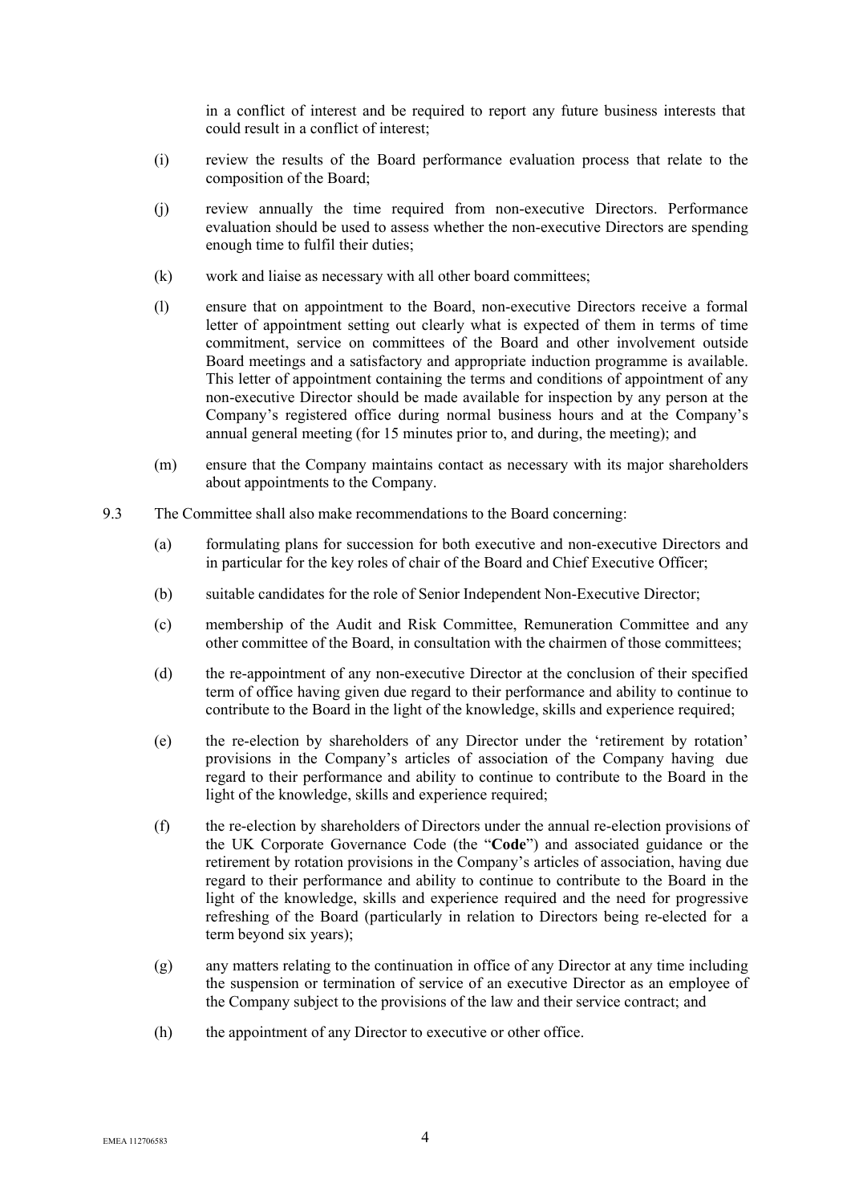in a conflict of interest and be required to report any future business interests that could result in a conflict of interest;

(i) review the results of the Board performance evaluation process that relate to the composition of the Board;

(j) review annually the time required from non-executive Directors. Performance evaluation should be used to assess whether the non-executive Directors are spending enough time to fulfil their duties;

(k) work and liaise as necessary with all other board committees;

(l) ensure that on appointment to the Board, non-executive Directors receive a formal letter of appointment setting out clearly what is expected of them in terms of time commitment, service on committees of the Board and other involvement outside Board meetings and a satisfactory and appropriate induction programme is available. This letter of appointment containing the terms and conditions of appointment of any non-executive Director should be made available for inspection by any person at the Company's registered office during normal business hours and at the Company's annual general meeting (for 15 minutes prior to, and during, the meeting); and

(m) ensure that the Company maintains contact as necessary with its major shareholders about appointments to the Company.

9.3 The Committee shall also make recommendations to the Board concerning:

(a) formulating plans for succession for both executive and non-executive Directors and in particular for the key roles of chair of the Board and Chief Executive Officer;

(b) suitable candidates for the role of Senior Independent Non-Executive Director;

(c) membership of the Audit and Risk Committee, Remuneration Committee and any other committee of the Board, in consultation with the chairmen of those committees;

(d) the re-appointment of any non-executive Director at the conclusion of their specified term of office having given due regard to their performance and ability to continue to contribute to the Board in the light of the knowledge, skills and experience required;

(e) the re-election by shareholders of any Director under the 'retirement by rotation' provisions in the Company's articles of association of the Company having due regard to their performance and ability to continue to contribute to the Board in the light of the knowledge, skills and experience required;

(f) the re-election by shareholders of Directors under the annual re-election provisions of the UK Corporate Governance Code (the "**Code**") and associated guidance or the retirement by rotation provisions in the Company's articles of association, having due regard to their performance and ability to continue to contribute to the Board in the light of the knowledge, skills and experience required and the need for progressive refreshing of the Board (particularly in relation to Directors being re-elected for a term beyond six years);

(g) any matters relating to the continuation in office of any Director at any time including the suspension or termination of service of an executive Director as an employee of the Company subject to the provisions of the law and their service contract; and

(h) the appointment of any Director to executive or other office.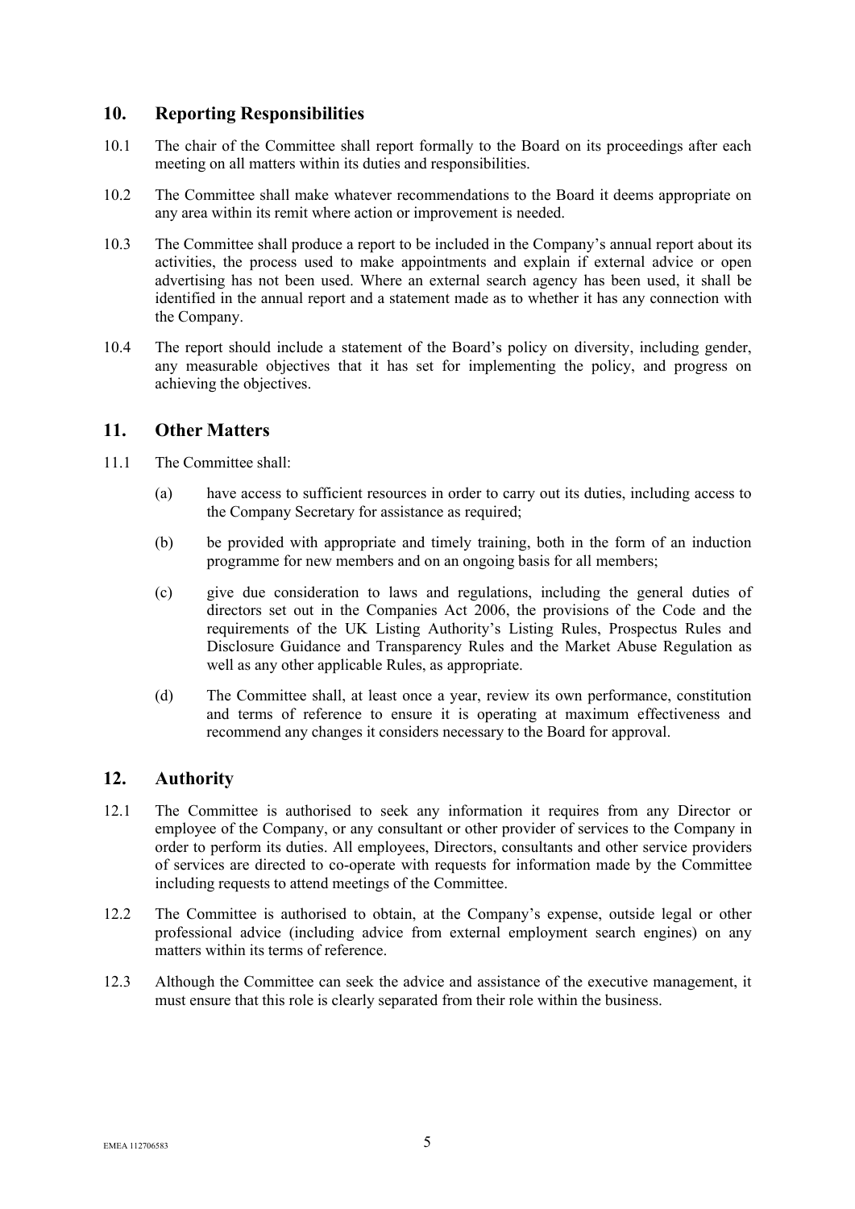## 10. Reporting Responsibilities

10.1 The chair of the Committee shall report formally to the Board on its proceedings after each meeting on all matters within its duties and responsibilities.

10.2 The Committee shall make whatever recommendations to the Board it deems appropriate on any area within its remit where action or improvement is needed.

10.3 The Committee shall produce a report to be included in the Company's annual report about its activities, the process used to make appointments and explain if external advice or open advertising has not been used. Where an external search agency has been used, it shall be identified in the annual report and a statement made as to whether it has any connection with the Company.

10.4 The report should include a statement of the Board's policy on diversity, including gender, any measurable objectives that it has set for implementing the policy, and progress on achieving the objectives.

## 11. Other Matters

11.1 The Committee shall:

(a) have access to sufficient resources in order to carry out its duties, including access to the Company Secretary for assistance as required;

(b) be provided with appropriate and timely training, both in the form of an induction programme for new members and on an ongoing basis for all members;

(c) give due consideration to laws and regulations, including the general duties of directors set out in the Companies Act 2006, the provisions of the Code and the requirements of the UK Listing Authority's Listing Rules, Prospectus Rules and Disclosure Guidance and Transparency Rules and the Market Abuse Regulation as well as any other applicable Rules, as appropriate.

(d) The Committee shall, at least once a year, review its own performance, constitution and terms of reference to ensure it is operating at maximum effectiveness and recommend any changes it considers necessary to the Board for approval.

## 12. Authority

12.1 The Committee is authorised to seek any information it requires from any Director or employee of the Company, or any consultant or other provider of services to the Company in order to perform its duties. All employees, Directors, consultants and other service providers of services are directed to co-operate with requests for information made by the Committee including requests to attend meetings of the Committee.

12.2 The Committee is authorised to obtain, at the Company's expense, outside legal or other professional advice (including advice from external employment search engines) on any matters within its terms of reference.

12.3 Although the Committee can seek the advice and assistance of the executive management, it must ensure that this role is clearly separated from their role within the business.